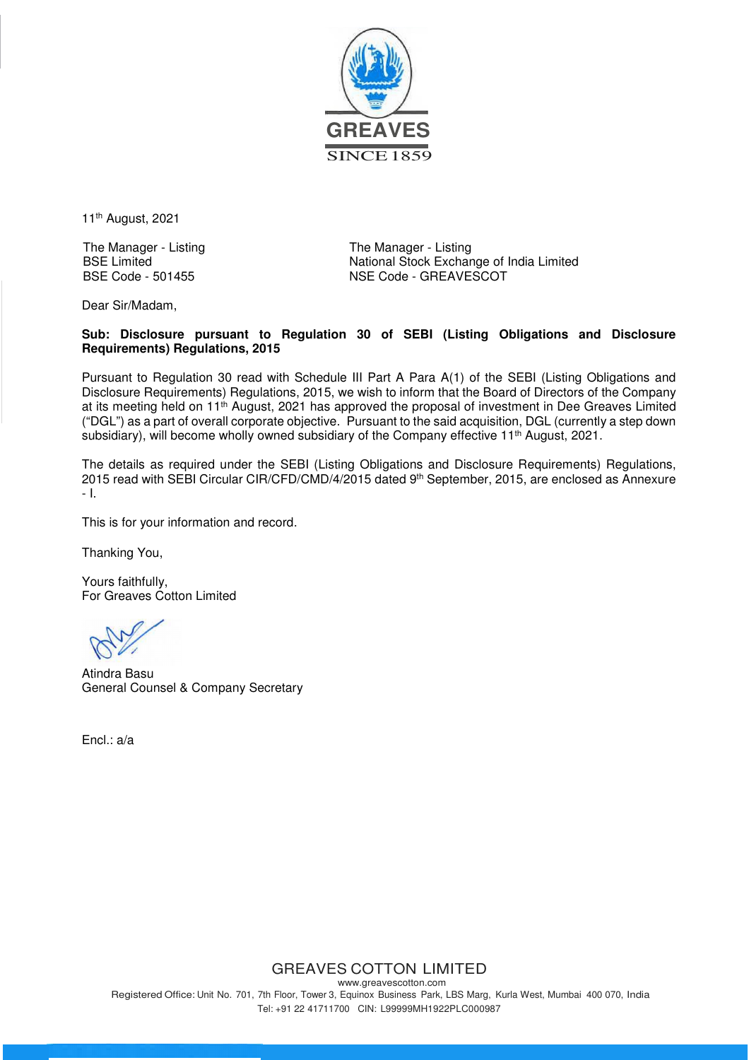GREAVES

SINCE 1859

11th August, 2021

The Manager - Listing
BSE Limited
BSE Code - 501455

The Manager - Listing
National Stock Exchange of India Limited
NSE Code - GREAVESCOT

Dear Sir/Madam,

**Sub: Disclosure pursuant to Regulation 30 of SEBI (Listing Obligations and Disclosure Requirements) Regulations, 2015**

Pursuant to Regulation 30 read with Schedule III Part A Para A(1) of the SEBI (Listing Obligations and Disclosure Requirements) Regulations, 2015, we wish to inform that the Board of Directors of the Company at its meeting held on 11th August, 2021 has approved the proposal of investment in Dee Greaves Limited ("DGL") as a part of overall corporate objective. Pursuant to the said acquisition, DGL (currently a step down subsidiary), will become wholly owned subsidiary of the Company effective 11th August, 2021.

The details as required under the SEBI (Listing Obligations and Disclosure Requirements) Regulations, 2015 read with SEBI Circular CIR/CFD/CMD/4/2015 dated 9th September, 2015, are enclosed as Annexure - I.

This is for your information and record.

Thanking You,

Yours faithfully,
For Greaves Cotton Limited

Atindra Basu
General Counsel & Company Secretary

Encl.: a/a

GREAVES COTTON LIMITED
www.greavescotton.com
Registered Office: Unit No. 701, 7th Floor, Tower 3, Equinox Business Park, LBS Marg, Kurla West, Mumbai 400 070, India
Tel: +91 22 41711700 CIN: L99999MH1922PLC000987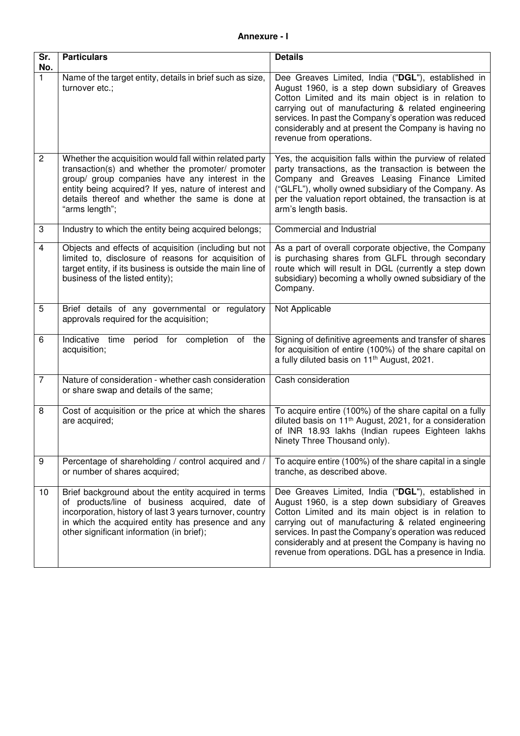**Annexure - I**

| Sr. No. | Particulars | Details |
|---|---|---|
| 1 | Name of the target entity, details in brief such as size, turnover etc.; | Dee Greaves Limited, India ("**DGL**"), established in August 1960, is a step down subsidiary of Greaves Cotton Limited and its main object is in relation to carrying out of manufacturing & related engineering services. In past the Company's operation was reduced considerably and at present the Company is having no revenue from operations. |
| 2 | Whether the acquisition would fall within related party transaction(s) and whether the promoter/ promoter group/ group companies have any interest in the entity being acquired? If yes, nature of interest and details thereof and whether the same is done at "arms length"; | Yes, the acquisition falls within the purview of related party transactions, as the transaction is between the Company and Greaves Leasing Finance Limited ("GLFL"), wholly owned subsidiary of the Company. As per the valuation report obtained, the transaction is at arm's length basis. |
| 3 | Industry to which the entity being acquired belongs; | Commercial and Industrial |
| 4 | Objects and effects of acquisition (including but not limited to, disclosure of reasons for acquisition of target entity, if its business is outside the main line of business of the listed entity); | As a part of overall corporate objective, the Company is purchasing shares from GLFL through secondary route which will result in DGL (currently a step down subsidiary) becoming a wholly owned subsidiary of the Company. |
| 5 | Brief details of any governmental or regulatory approvals required for the acquisition; | Not Applicable |
| 6 | Indicative time period for completion of the acquisition; | Signing of definitive agreements and transfer of shares for acquisition of entire (100%) of the share capital on a fully diluted basis on 11th August, 2021. |
| 7 | Nature of consideration - whether cash consideration or share swap and details of the same; | Cash consideration |
| 8 | Cost of acquisition or the price at which the shares are acquired; | To acquire entire (100%) of the share capital on a fully diluted basis on 11th August, 2021, for a consideration of INR 18.93 lakhs (Indian rupees Eighteen lakhs Ninety Three Thousand only). |
| 9 | Percentage of shareholding / control acquired and / or number of shares acquired; | To acquire entire (100%) of the share capital in a single tranche, as described above. |
| 10 | Brief background about the entity acquired in terms of products/line of business acquired, date of incorporation, history of last 3 years turnover, country in which the acquired entity has presence and any other significant information (in brief); | Dee Greaves Limited, India ("**DGL**"), established in August 1960, is a step down subsidiary of Greaves Cotton Limited and its main object is in relation to carrying out of manufacturing & related engineering services. In past the Company's operation was reduced considerably and at present the Company is having no revenue from operations. DGL has a presence in India. |